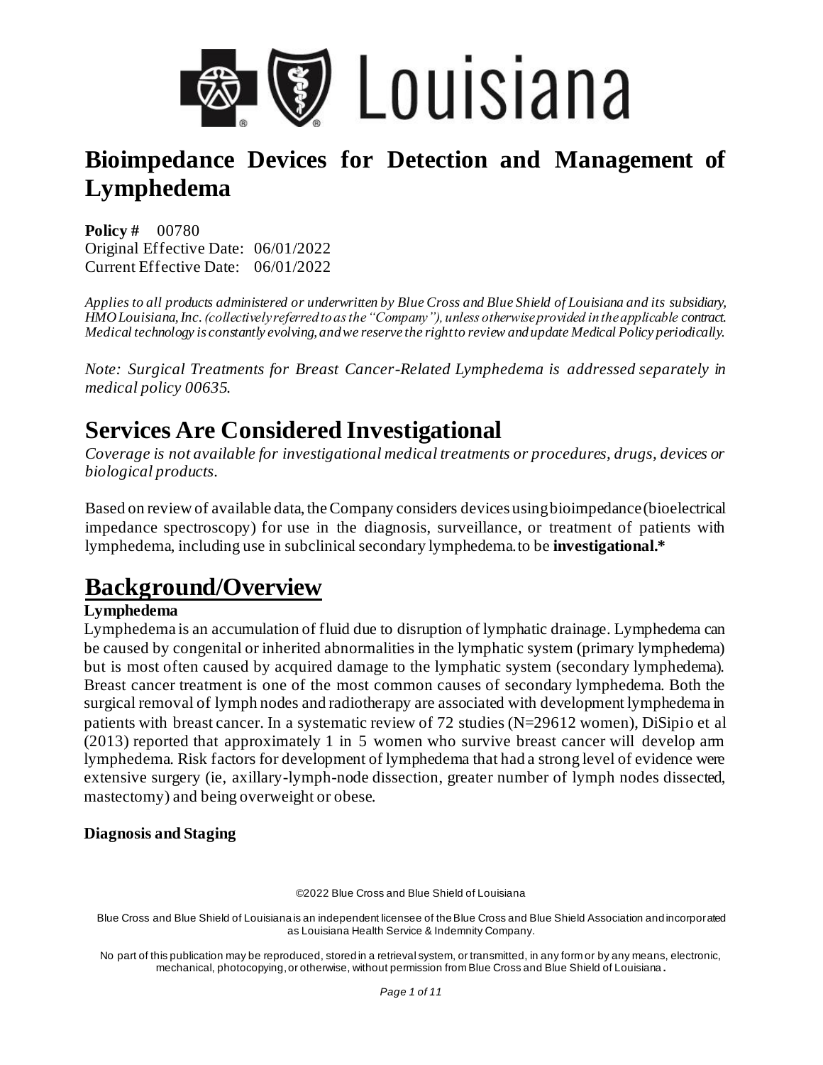# Bioimpedance Devices for Detection and Management of Lymphedema

**Policy #** 00780
Original Effective Date: 06/01/2022
Current Effective Date: 06/01/2022

*Applies to all products administered or underwritten by Blue Cross and Blue Shield of Louisiana and its subsidiary, HMO Louisiana, Inc. (collectively referred to as the "Company"), unless otherwise provided in the applicable contract. Medical technology is constantly evolving, and we reserve the right to review and update Medical Policy periodically.*

*Note: Surgical Treatments for Breast Cancer-Related Lymphedema is addressed separately in medical policy 00635.*

## Services Are Considered Investigational

*Coverage is not available for investigational medical treatments or procedures, drugs, devices or biological products.*

Based on review of available data, the Company considers devices using bioimpedance (bioelectrical impedance spectroscopy) for use in the diagnosis, surveillance, or treatment of patients with lymphedema, including use in subclinical secondary lymphedema. to be **investigational.***

## Background/Overview

### Lymphedema

Lymphedema is an accumulation of fluid due to disruption of lymphatic drainage. Lymphedema can be caused by congenital or inherited abnormalities in the lymphatic system (primary lymphedema) but is most often caused by acquired damage to the lymphatic system (secondary lymphedema). Breast cancer treatment is one of the most common causes of secondary lymphedema. Both the surgical removal of lymph nodes and radiotherapy are associated with development lymphedema in patients with breast cancer. In a systematic review of 72 studies (N=29612 women), DiSipio et al (2013) reported that approximately 1 in 5 women who survive breast cancer will develop arm lymphedema. Risk factors for development of lymphedema that had a strong level of evidence were extensive surgery (ie, axillary-lymph-node dissection, greater number of lymph nodes dissected, mastectomy) and being overweight or obese.

### Diagnosis and Staging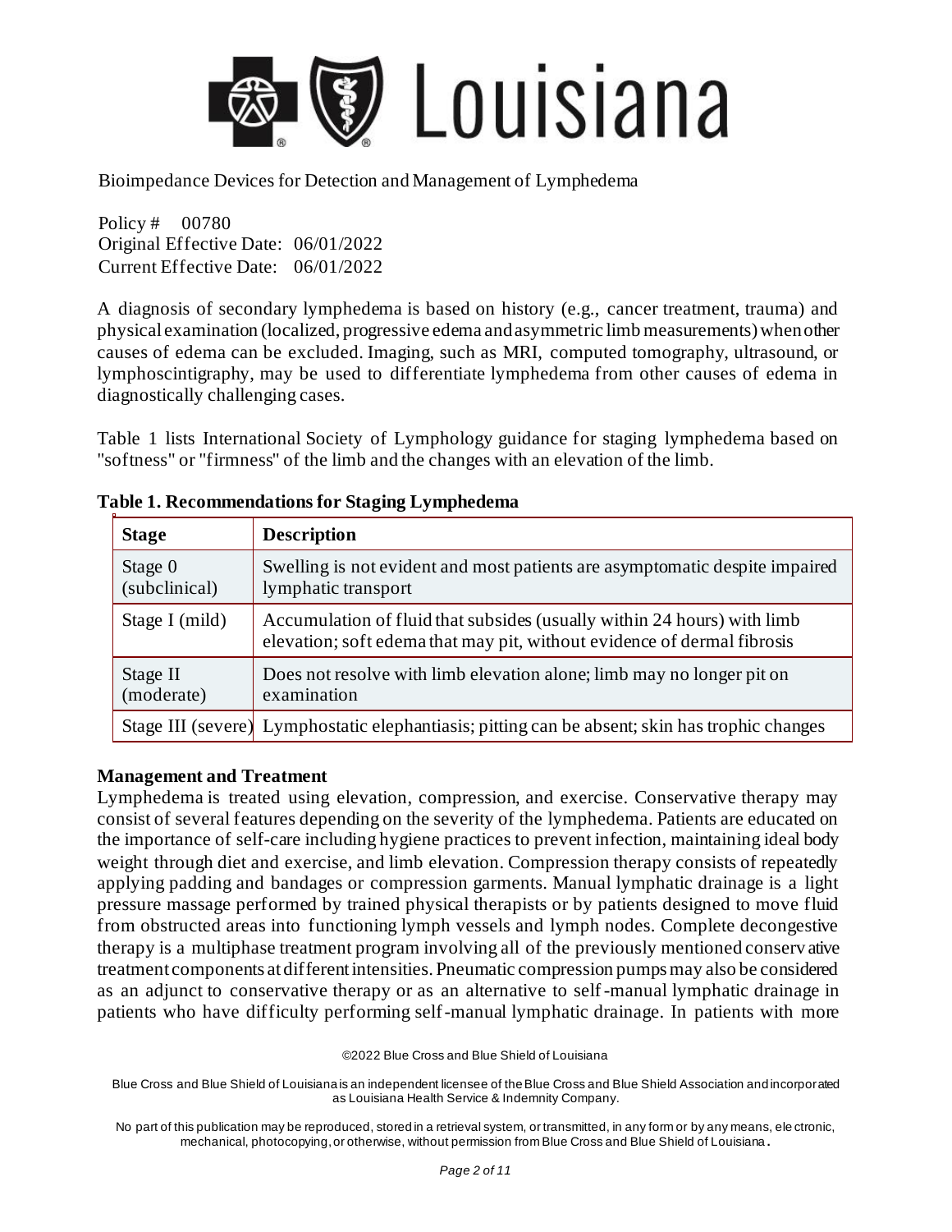A diagnosis of secondary lymphedema is based on history (e.g., cancer treatment, trauma) and physical examination (localized, progressive edema and asymmetric limb measurements) when other causes of edema can be excluded. Imaging, such as MRI, computed tomography, ultrasound, or lymphoscintigraphy, may be used to differentiate lymphedema from other causes of edema in diagnostically challenging cases.

Table 1 lists International Society of Lymphology guidance for staging lymphedema based on "softness" or "firmness" of the limb and the changes with an elevation of the limb.

**Table 1. Recommendations for Staging Lymphedema**

| Stage | Description |
|---|---|
| Stage 0 (subclinical) | Swelling is not evident and most patients are asymptomatic despite impaired lymphatic transport |
| Stage I (mild) | Accumulation of fluid that subsides (usually within 24 hours) with limb elevation; soft edema that may pit, without evidence of dermal fibrosis |
| Stage II (moderate) | Does not resolve with limb elevation alone; limb may no longer pit on examination |
| Stage III (severe) | Lymphostatic elephantiasis; pitting can be absent; skin has trophic changes |

**Management and Treatment**

Lymphedema is treated using elevation, compression, and exercise. Conservative therapy may consist of several features depending on the severity of the lymphedema. Patients are educated on the importance of self-care including hygiene practices to prevent infection, maintaining ideal body weight through diet and exercise, and limb elevation. Compression therapy consists of repeatedly applying padding and bandages or compression garments. Manual lymphatic drainage is a light pressure massage performed by trained physical therapists or by patients designed to move fluid from obstructed areas into functioning lymph vessels and lymph nodes. Complete decongestive therapy is a multiphase treatment program involving all of the previously mentioned conservative treatment components at different intensities. Pneumatic compression pumps may also be considered as an adjunct to conservative therapy or as an alternative to self-manual lymphatic drainage in patients who have difficulty performing self-manual lymphatic drainage. In patients with more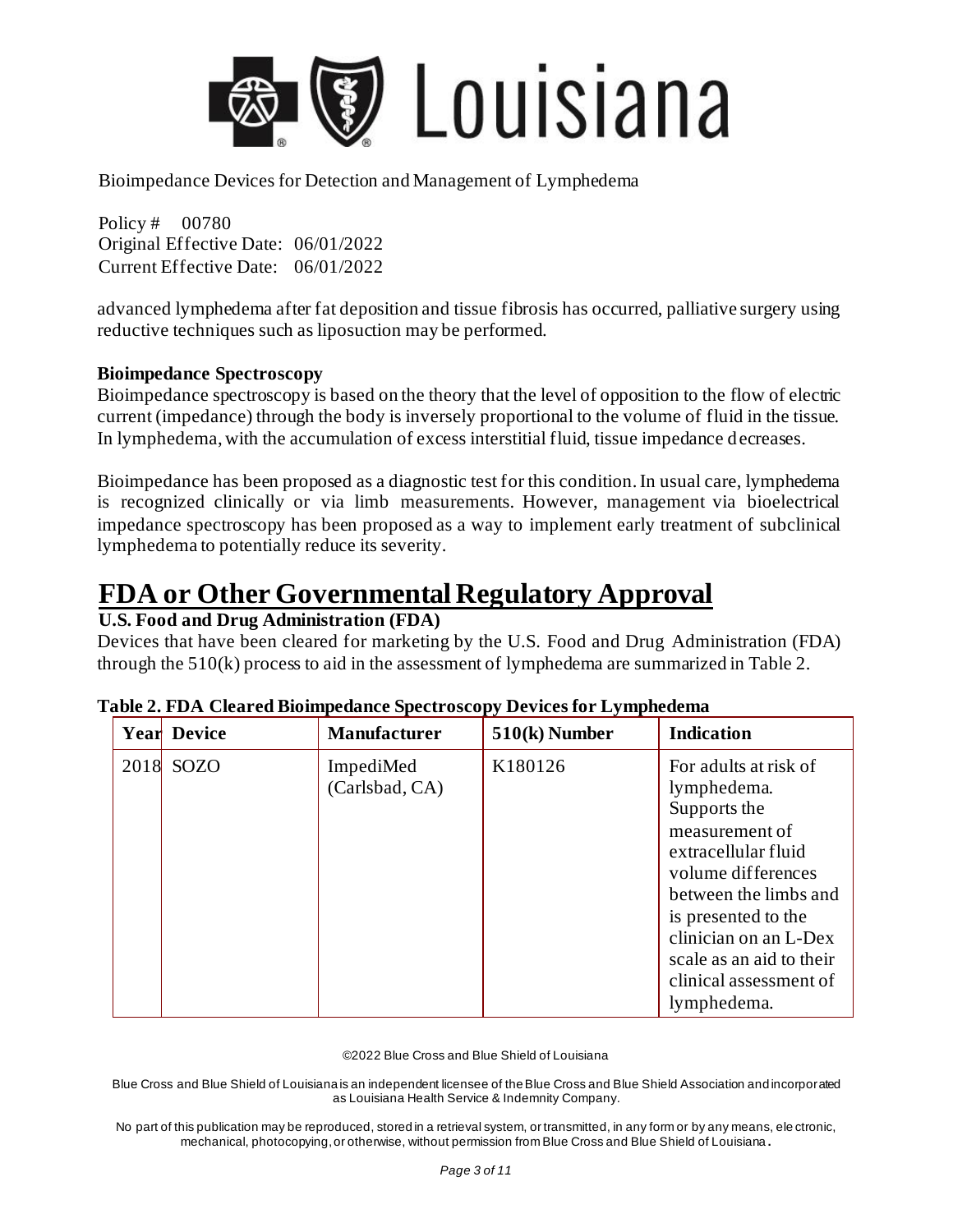advanced lymphedema after fat deposition and tissue fibrosis has occurred, palliative surgery using reductive techniques such as liposuction may be performed.

**Bioimpedance Spectroscopy**

Bioimpedance spectroscopy is based on the theory that the level of opposition to the flow of electric current (impedance) through the body is inversely proportional to the volume of fluid in the tissue. In lymphedema, with the accumulation of excess interstitial fluid, tissue impedance decreases.

Bioimpedance has been proposed as a diagnostic test for this condition. In usual care, lymphedema is recognized clinically or via limb measurements. However, management via bioelectrical impedance spectroscopy has been proposed as a way to implement early treatment of subclinical lymphedema to potentially reduce its severity.

# FDA or Other Governmental Regulatory Approval

**U.S. Food and Drug Administration (FDA)**

Devices that have been cleared for marketing by the U.S. Food and Drug Administration (FDA) through the 510(k) process to aid in the assessment of lymphedema are summarized in Table 2.

**Table 2. FDA Cleared Bioimpedance Spectroscopy Devices for Lymphedema**

| Year | Device | Manufacturer | 510(k) Number | Indication |
|---|---|---|---|---|
| 2018 | SOZO | ImpediMed (Carlsbad, CA) | K180126 | For adults at risk of lymphedema. Supports the measurement of extracellular fluid volume differences between the limbs and is presented to the clinician on an L-Dex scale as an aid to their clinical assessment of lymphedema. |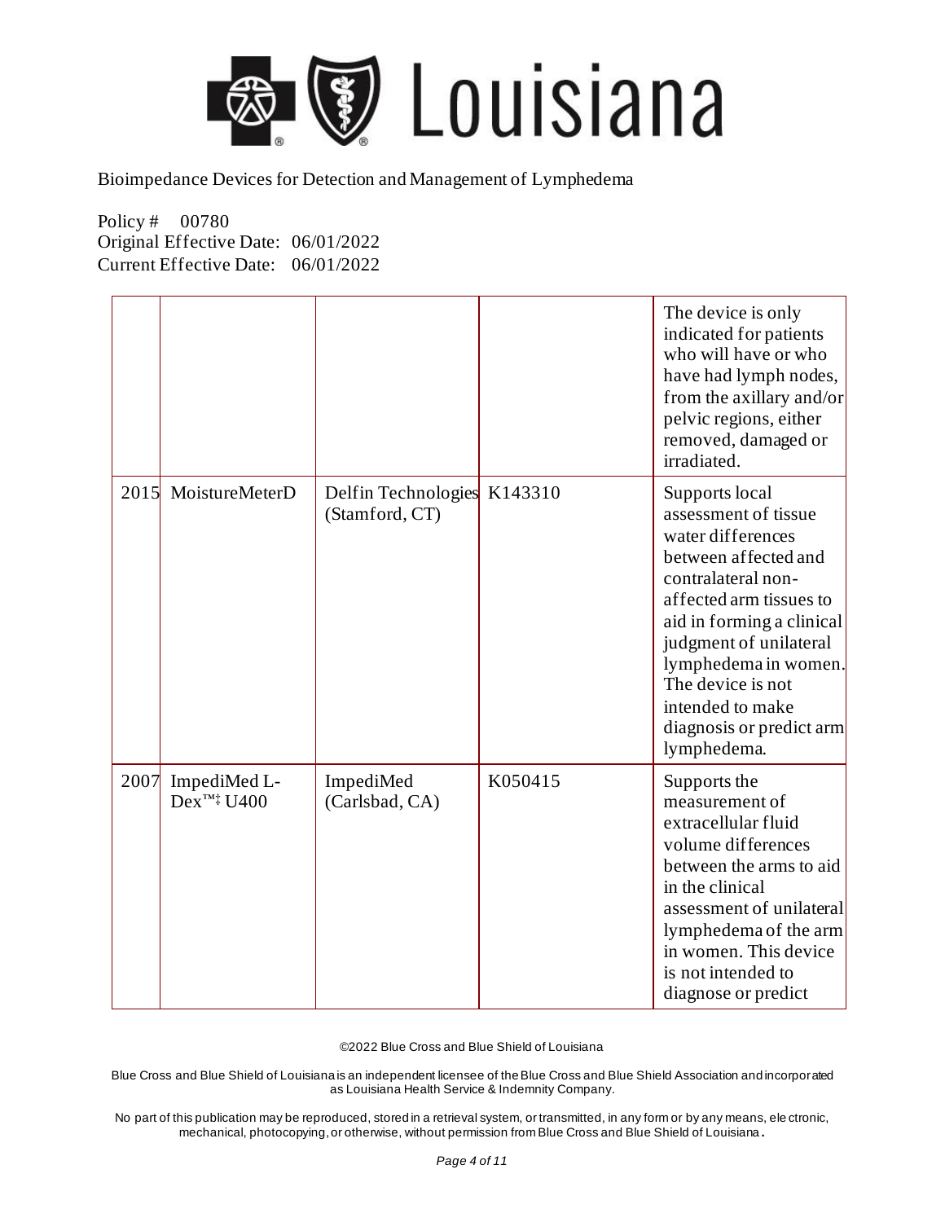Bioimpedance Devices for Detection and Management of Lymphedema

Policy # 00780
Original Effective Date: 06/01/2022
Current Effective Date: 06/01/2022

| | | | | |
|---|---|---|---|---|
| | | | | The device is only indicated for patients who will have or who have had lymph nodes, from the axillary and/or pelvic regions, either removed, damaged or irradiated. |
| 2015 | MoistureMeterD | Delfin Technologies (Stamford, CT) | K143310 | Supports local assessment of tissue water differences between affected and contralateral non-affected arm tissues to aid in forming a clinical judgment of unilateral lymphedema in women. The device is not intended to make diagnosis or predict arm lymphedema. |
| 2007 | ImpediMed L-Dex™‡ U400 | ImpediMed (Carlsbad, CA) | K050415 | Supports the measurement of extracellular fluid volume differences between the arms to aid in the clinical assessment of unilateral lymphedema of the arm in women. This device is not intended to diagnose or predict |

©2022 Blue Cross and Blue Shield of Louisiana

Blue Cross and Blue Shield of Louisiana is an independent licensee of the Blue Cross and Blue Shield Association and incorporated as Louisiana Health Service & Indemnity Company.

No part of this publication may be reproduced, stored in a retrieval system, or transmitted, in any form or by any means, electronic, mechanical, photocopying, or otherwise, without permission from Blue Cross and Blue Shield of Louisiana.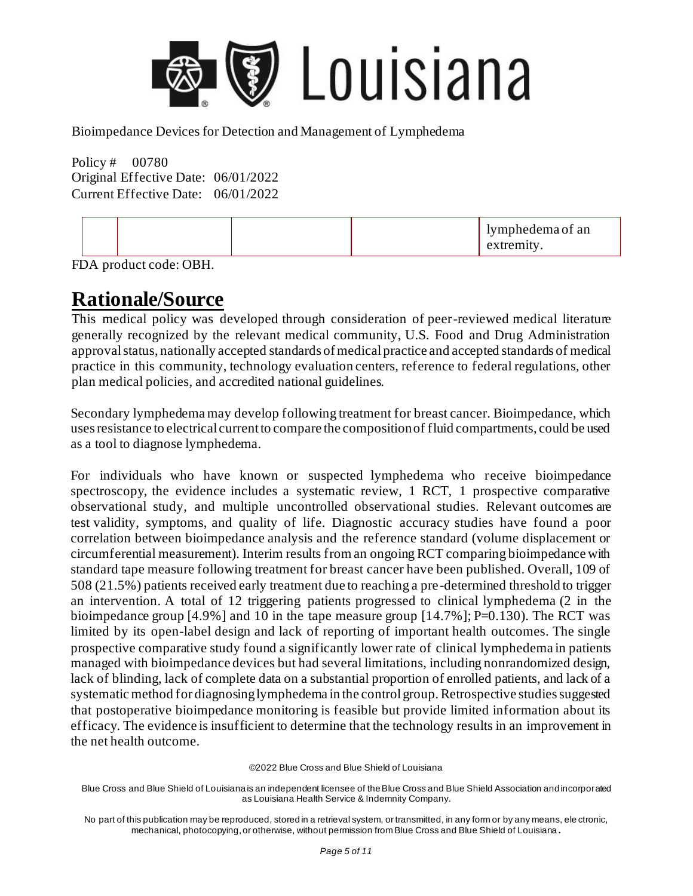| | | | | lymphedema of an extremity. |
|---|---|---|---|---|

FDA product code: OBH.

## Rationale/Source

This medical policy was developed through consideration of peer-reviewed medical literature generally recognized by the relevant medical community, U.S. Food and Drug Administration approval status, nationally accepted standards of medical practice and accepted standards of medical practice in this community, technology evaluation centers, reference to federal regulations, other plan medical policies, and accredited national guidelines.

Secondary lymphedema may develop following treatment for breast cancer. Bioimpedance, which uses resistance to electrical current to compare the composition of fluid compartments, could be used as a tool to diagnose lymphedema.

For individuals who have known or suspected lymphedema who receive bioimpedance spectroscopy, the evidence includes a systematic review, 1 RCT, 1 prospective comparative observational study, and multiple uncontrolled observational studies. Relevant outcomes are test validity, symptoms, and quality of life. Diagnostic accuracy studies have found a poor correlation between bioimpedance analysis and the reference standard (volume displacement or circumferential measurement). Interim results from an ongoing RCT comparing bioimpedance with standard tape measure following treatment for breast cancer have been published. Overall, 109 of 508 (21.5%) patients received early treatment due to reaching a pre-determined threshold to trigger an intervention. A total of 12 triggering patients progressed to clinical lymphedema (2 in the bioimpedance group [4.9%] and 10 in the tape measure group [14.7%]; P=0.130). The RCT was limited by its open-label design and lack of reporting of important health outcomes. The single prospective comparative study found a significantly lower rate of clinical lymphedema in patients managed with bioimpedance devices but had several limitations, including nonrandomized design, lack of blinding, lack of complete data on a substantial proportion of enrolled patients, and lack of a systematic method for diagnosing lymphedema in the control group. Retrospective studies suggested that postoperative bioimpedance monitoring is feasible but provide limited information about its efficacy. The evidence is insufficient to determine that the technology results in an improvement in the net health outcome.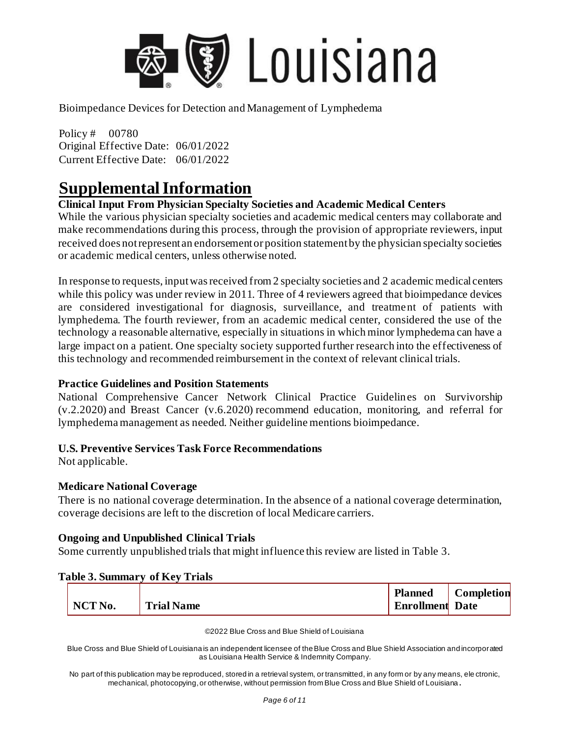# Supplemental Information

### Clinical Input From Physician Specialty Societies and Academic Medical Centers

While the various physician specialty societies and academic medical centers may collaborate and make recommendations during this process, through the provision of appropriate reviewers, input received does not represent an endorsement or position statement by the physician specialty societies or academic medical centers, unless otherwise noted.

In response to requests, input was received from 2 specialty societies and 2 academic medical centers while this policy was under review in 2011. Three of 4 reviewers agreed that bioimpedance devices are considered investigational for diagnosis, surveillance, and treatment of patients with lymphedema. The fourth reviewer, from an academic medical center, considered the use of the technology a reasonable alternative, especially in situations in which minor lymphedema can have a large impact on a patient. One specialty society supported further research into the effectiveness of this technology and recommended reimbursement in the context of relevant clinical trials.

### Practice Guidelines and Position Statements

National Comprehensive Cancer Network Clinical Practice Guidelines on Survivorship (v.2.2020) and Breast Cancer (v.6.2020) recommend education, monitoring, and referral for lymphedema management as needed. Neither guideline mentions bioimpedance.

### U.S. Preventive Services Task Force Recommendations

Not applicable.

### Medicare National Coverage

There is no national coverage determination. In the absence of a national coverage determination, coverage decisions are left to the discretion of local Medicare carriers.

### Ongoing and Unpublished Clinical Trials

Some currently unpublished trials that might influence this review are listed in Table 3.

**Table 3. Summary of Key Trials**

| NCT No. | Trial Name | Planned Enrollment | Completion Date |
|---|---|---|---|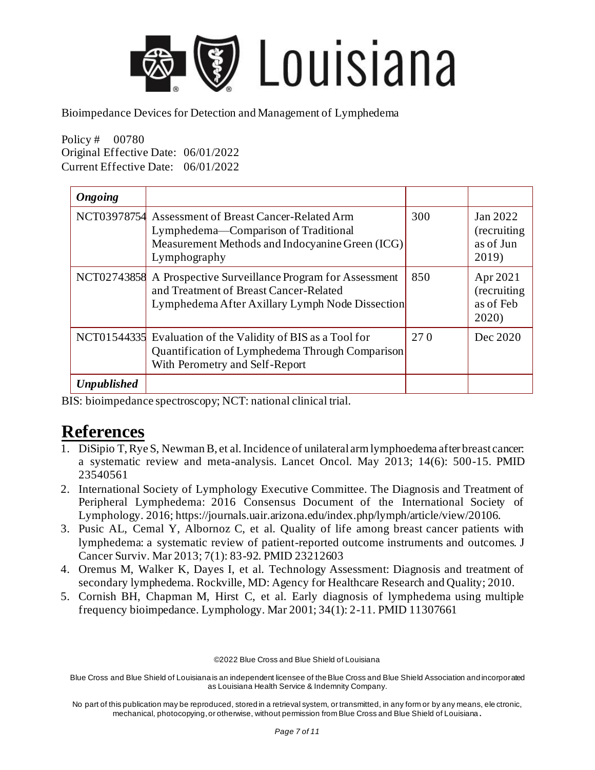| *Ongoing* | | | |
| --- | --- | --- | --- |
| NCT03978754 | Assessment of Breast Cancer-Related Arm Lymphedema—Comparison of Traditional Measurement Methods and Indocyanine Green (ICG) Lymphography | 300 | Jan 2022 (recruiting as of Jun 2019) |
| NCT02743858 | A Prospective Surveillance Program for Assessment and Treatment of Breast Cancer-Related Lymphedema After Axillary Lymph Node Dissection | 850 | Apr 2021 (recruiting as of Feb 2020) |
| NCT01544335 | Evaluation of the Validity of BIS as a Tool for Quantification of Lymphedema Through Comparison With Perometry and Self-Report | 270 | Dec 2020 |
| *Unpublished* | | | |

BIS: bioimpedance spectroscopy; NCT: national clinical trial.

# References

1. DiSipio T, Rye S, Newman B, et al. Incidence of unilateral arm lymphoedema after breast cancer: a systematic review and meta-analysis. Lancet Oncol. May 2013; 14(6): 500-15. PMID 23540561
2. International Society of Lymphology Executive Committee. The Diagnosis and Treatment of Peripheral Lymphedema: 2016 Consensus Document of the International Society of Lymphology. 2016; https://journals.uair.arizona.edu/index.php/lymph/article/view/20106.
3. Pusic AL, Cemal Y, Albornoz C, et al. Quality of life among breast cancer patients with lymphedema: a systematic review of patient-reported outcome instruments and outcomes. J Cancer Surviv. Mar 2013; 7(1): 83-92. PMID 23212603
4. Oremus M, Walker K, Dayes I, et al. Technology Assessment: Diagnosis and treatment of secondary lymphedema. Rockville, MD: Agency for Healthcare Research and Quality; 2010.
5. Cornish BH, Chapman M, Hirst C, et al. Early diagnosis of lymphedema using multiple frequency bioimpedance. Lymphology. Mar 2001; 34(1): 2-11. PMID 11307661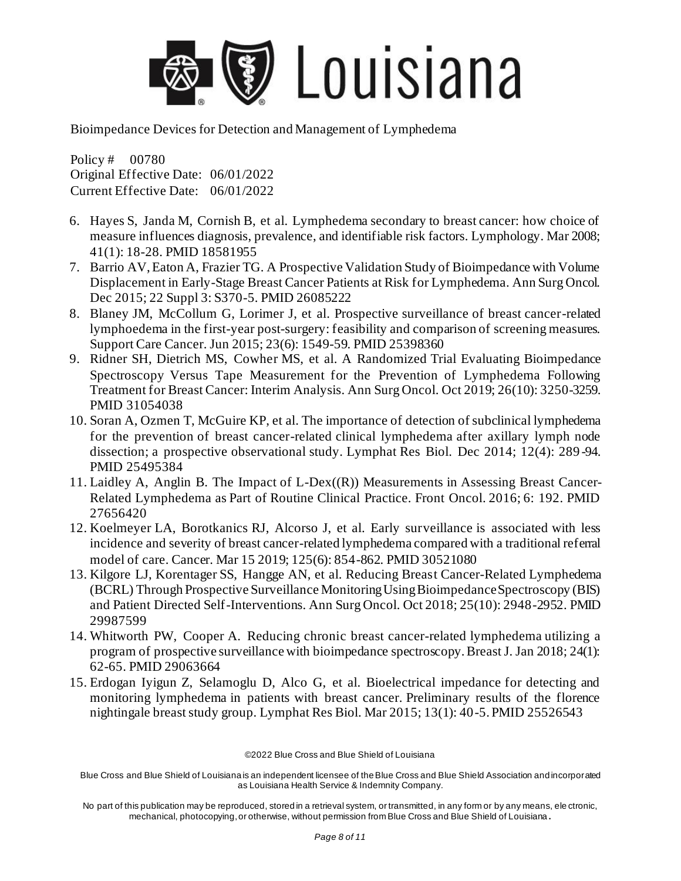6. Hayes S, Janda M, Cornish B, et al. Lymphedema secondary to breast cancer: how choice of measure influences diagnosis, prevalence, and identifiable risk factors. Lymphology. Mar 2008; 41(1): 18-28. PMID 18581955
7. Barrio AV, Eaton A, Frazier TG. A Prospective Validation Study of Bioimpedance with Volume Displacement in Early-Stage Breast Cancer Patients at Risk for Lymphedema. Ann Surg Oncol. Dec 2015; 22 Suppl 3: S370-5. PMID 26085222
8. Blaney JM, McCollum G, Lorimer J, et al. Prospective surveillance of breast cancer-related lymphoedema in the first-year post-surgery: feasibility and comparison of screening measures. Support Care Cancer. Jun 2015; 23(6): 1549-59. PMID 25398360
9. Ridner SH, Dietrich MS, Cowher MS, et al. A Randomized Trial Evaluating Bioimpedance Spectroscopy Versus Tape Measurement for the Prevention of Lymphedema Following Treatment for Breast Cancer: Interim Analysis. Ann Surg Oncol. Oct 2019; 26(10): 3250-3259. PMID 31054038
10. Soran A, Ozmen T, McGuire KP, et al. The importance of detection of subclinical lymphedema for the prevention of breast cancer-related clinical lymphedema after axillary lymph node dissection; a prospective observational study. Lymphat Res Biol. Dec 2014; 12(4): 289-94. PMID 25495384
11. Laidley A, Anglin B. The Impact of L-Dex((R)) Measurements in Assessing Breast Cancer-Related Lymphedema as Part of Routine Clinical Practice. Front Oncol. 2016; 6: 192. PMID 27656420
12. Koelmeyer LA, Borotkanics RJ, Alcorso J, et al. Early surveillance is associated with less incidence and severity of breast cancer-related lymphedema compared with a traditional referral model of care. Cancer. Mar 15 2019; 125(6): 854-862. PMID 30521080
13. Kilgore LJ, Korentager SS, Hangge AN, et al. Reducing Breast Cancer-Related Lymphedema (BCRL) Through Prospective Surveillance Monitoring Using Bioimpedance Spectroscopy (BIS) and Patient Directed Self-Interventions. Ann Surg Oncol. Oct 2018; 25(10): 2948-2952. PMID 29987599
14. Whitworth PW, Cooper A. Reducing chronic breast cancer-related lymphedema utilizing a program of prospective surveillance with bioimpedance spectroscopy. Breast J. Jan 2018; 24(1): 62-65. PMID 29063664
15. Erdogan Iyigun Z, Selamoglu D, Alco G, et al. Bioelectrical impedance for detecting and monitoring lymphedema in patients with breast cancer. Preliminary results of the florence nightingale breast study group. Lymphat Res Biol. Mar 2015; 13(1): 40-5. PMID 25526543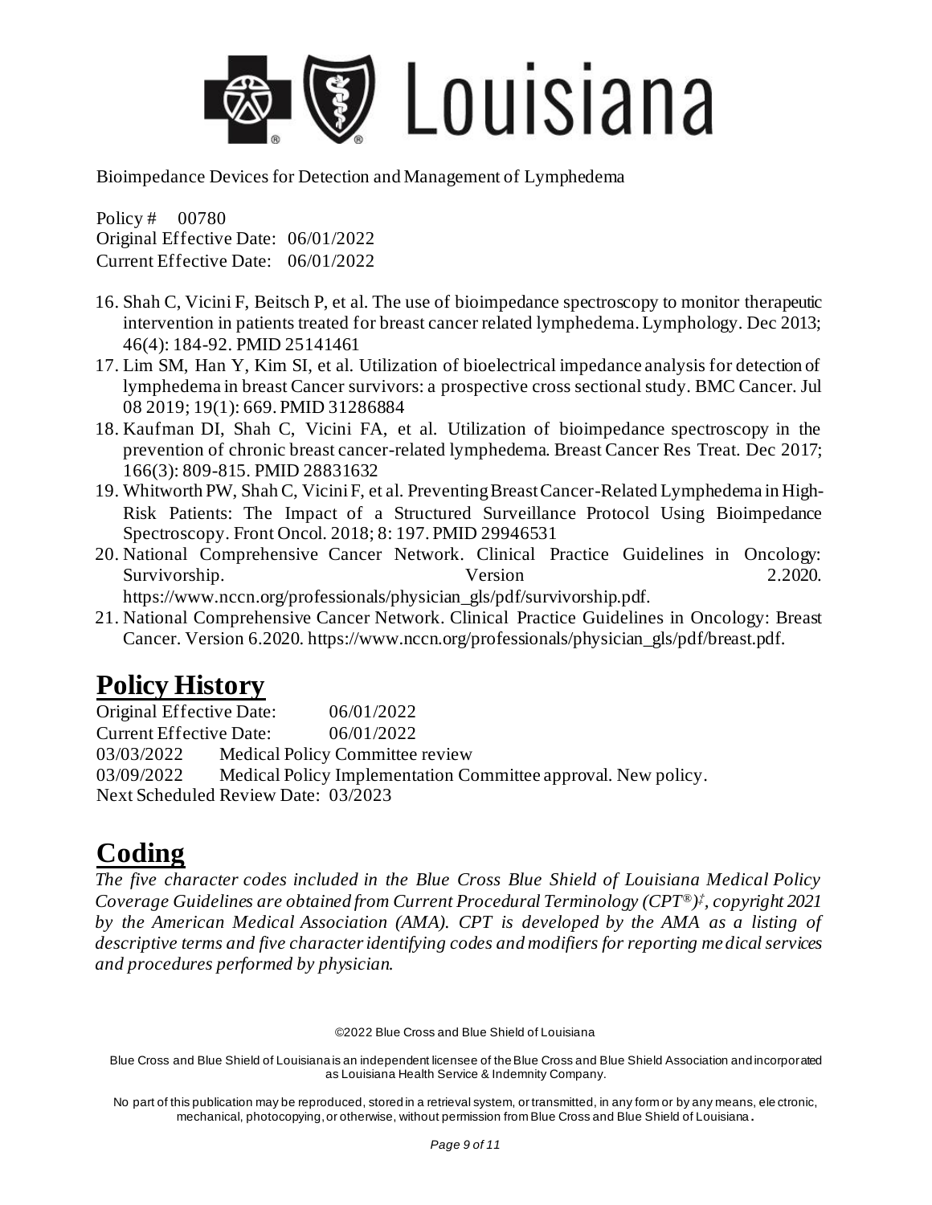16. Shah C, Vicini F, Beitsch P, et al. The use of bioimpedance spectroscopy to monitor therapeutic intervention in patients treated for breast cancer related lymphedema. Lymphology. Dec 2013; 46(4): 184-92. PMID 25141461
17. Lim SM, Han Y, Kim SI, et al. Utilization of bioelectrical impedance analysis for detection of lymphedema in breast Cancer survivors: a prospective cross sectional study. BMC Cancer. Jul 08 2019; 19(1): 669. PMID 31286884
18. Kaufman DI, Shah C, Vicini FA, et al. Utilization of bioimpedance spectroscopy in the prevention of chronic breast cancer-related lymphedema. Breast Cancer Res Treat. Dec 2017; 166(3): 809-815. PMID 28831632
19. Whitworth PW, Shah C, Vicini F, et al. Preventing Breast Cancer-Related Lymphedema in High-Risk Patients: The Impact of a Structured Surveillance Protocol Using Bioimpedance Spectroscopy. Front Oncol. 2018; 8: 197. PMID 29946531
20. National Comprehensive Cancer Network. Clinical Practice Guidelines in Oncology: Survivorship. Version 2.2020. https://www.nccn.org/professionals/physician_gls/pdf/survivorship.pdf.
21. National Comprehensive Cancer Network. Clinical Practice Guidelines in Oncology: Breast Cancer. Version 6.2020. https://www.nccn.org/professionals/physician_gls/pdf/breast.pdf.

# Policy History

Original Effective Date: 06/01/2022
Current Effective Date: 06/01/2022
03/03/2022 Medical Policy Committee review
03/09/2022 Medical Policy Implementation Committee approval. New policy.
Next Scheduled Review Date: 03/2023

# Coding

*The five character codes included in the Blue Cross Blue Shield of Louisiana Medical Policy Coverage Guidelines are obtained from Current Procedural Terminology (CPT®)‡, copyright 2021 by the American Medical Association (AMA). CPT is developed by the AMA as a listing of descriptive terms and five character identifying codes and modifiers for reporting medical services and procedures performed by physician.*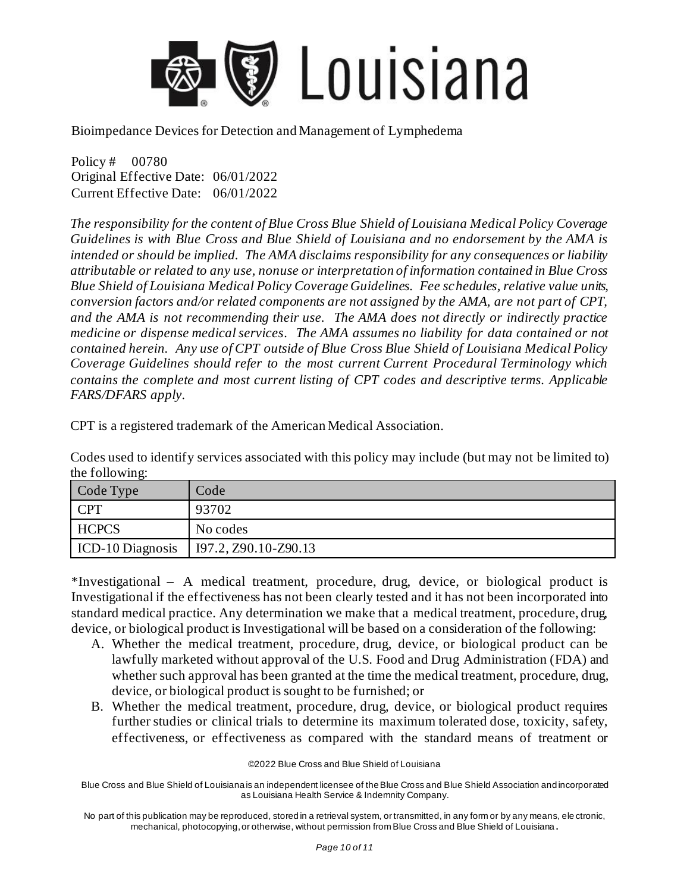Bioimpedance Devices for Detection and Management of Lymphedema

Policy # 00780
Original Effective Date: 06/01/2022
Current Effective Date: 06/01/2022

*The responsibility for the content of Blue Cross Blue Shield of Louisiana Medical Policy Coverage Guidelines is with Blue Cross and Blue Shield of Louisiana and no endorsement by the AMA is intended or should be implied. The AMA disclaims responsibility for any consequences or liability attributable or related to any use, nonuse or interpretation of information contained in Blue Cross Blue Shield of Louisiana Medical Policy Coverage Guidelines. Fee schedules, relative value units, conversion factors and/or related components are not assigned by the AMA, are not part of CPT, and the AMA is not recommending their use. The AMA does not directly or indirectly practice medicine or dispense medical services. The AMA assumes no liability for data contained or not contained herein. Any use of CPT outside of Blue Cross Blue Shield of Louisiana Medical Policy Coverage Guidelines should refer to the most current Current Procedural Terminology which contains the complete and most current listing of CPT codes and descriptive terms. Applicable FARS/DFARS apply.*

CPT is a registered trademark of the American Medical Association.

Codes used to identify services associated with this policy may include (but may not be limited to) the following:

| Code Type | Code |
|---|---|
| CPT | 93702 |
| HCPCS | No codes |
| ICD-10 Diagnosis | I97.2, Z90.10-Z90.13 |

*Investigational – A medical treatment, procedure, drug, device, or biological product is Investigational if the effectiveness has not been clearly tested and it has not been incorporated into standard medical practice. Any determination we make that a medical treatment, procedure, drug, device, or biological product is Investigational will be based on a consideration of the following:

A. Whether the medical treatment, procedure, drug, device, or biological product can be lawfully marketed without approval of the U.S. Food and Drug Administration (FDA) and whether such approval has been granted at the time the medical treatment, procedure, drug, device, or biological product is sought to be furnished; or
B. Whether the medical treatment, procedure, drug, device, or biological product requires further studies or clinical trials to determine its maximum tolerated dose, toxicity, safety, effectiveness, or effectiveness as compared with the standard means of treatment or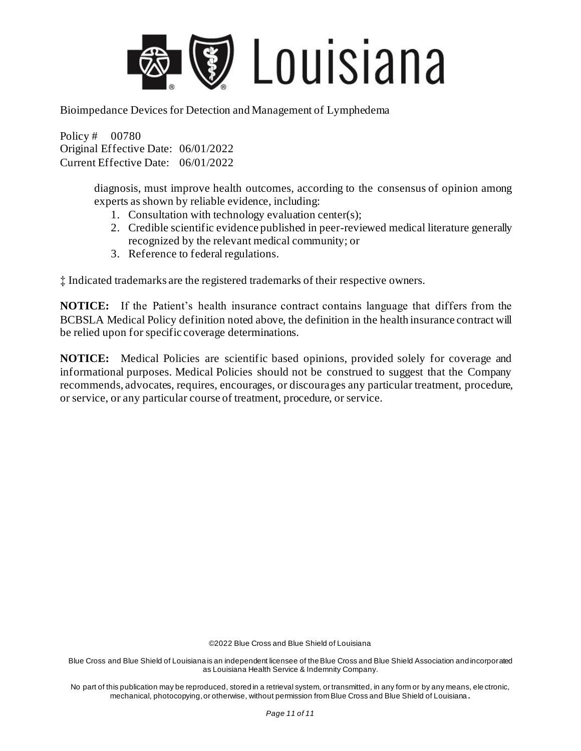diagnosis, must improve health outcomes, according to the consensus of opinion among experts as shown by reliable evidence, including:

1. Consultation with technology evaluation center(s);
2. Credible scientific evidence published in peer-reviewed medical literature generally recognized by the relevant medical community; or
3. Reference to federal regulations.

‡ Indicated trademarks are the registered trademarks of their respective owners.

**NOTICE:** If the Patient's health insurance contract contains language that differs from the BCBSLA Medical Policy definition noted above, the definition in the health insurance contract will be relied upon for specific coverage determinations.

**NOTICE:** Medical Policies are scientific based opinions, provided solely for coverage and informational purposes. Medical Policies should not be construed to suggest that the Company recommends, advocates, requires, encourages, or discourages any particular treatment, procedure, or service, or any particular course of treatment, procedure, or service.